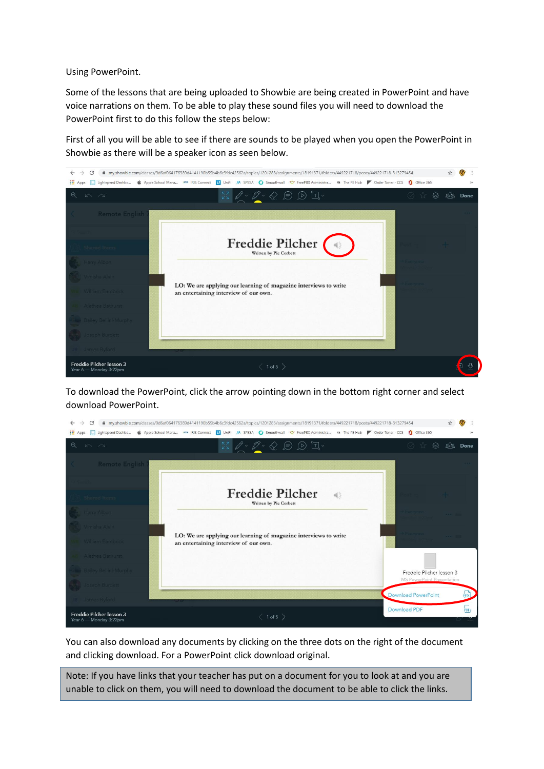Using PowerPoint.

Some of the lessons that are being uploaded to Showbie are being created in PowerPoint and have voice narrations on them. To be able to play these sound files you will need to download the PowerPoint first to do this follow the steps below:

First of all you will be able to see if there are sounds to be played when you open the PowerPoint in Showbie as there will be a speaker icon as seen below.

To download the PowerPoint, click the arrow pointing down in the bottom right corner and select download PowerPoint.

You can also download any documents by clicking on the three dots on the right of the document and clicking download. For a PowerPoint click download original.

Note: If you have links that your teacher has put on a document for you to look at and you are unable to click on them, you will need to download the document to be able to click the links.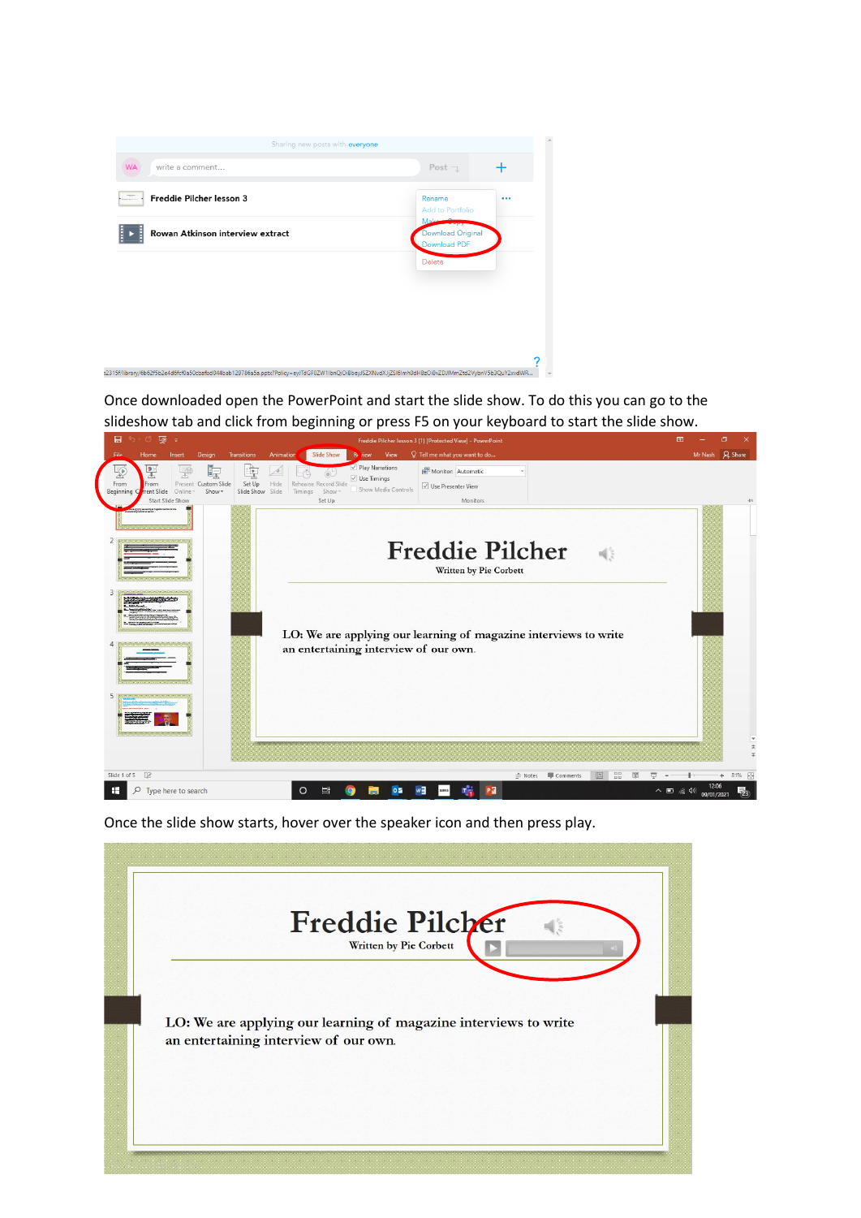Once downloaded open the PowerPoint and start the slide show. To do this you can go to the slideshow tab and click from beginning or press F5 on your keyboard to start the slide show.

Once the slide show starts, hover over the speaker icon and then press play.